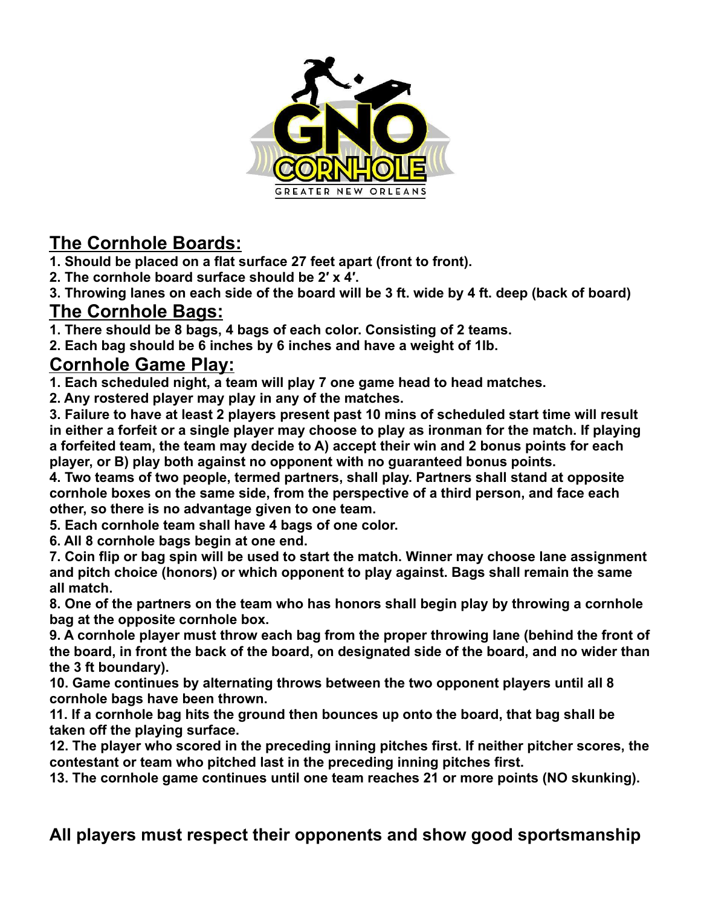## The Cornhole Boards:

**1. Should be placed on a flat surface 27 feet apart (front to front).**
**2. The cornhole board surface should be 2′ x 4′.**
**3. Throwing lanes on each side of the board will be 3 ft. wide by 4 ft. deep (back of board)**

## The Cornhole Bags:

**1. There should be 8 bags, 4 bags of each color. Consisting of 2 teams.**
**2. Each bag should be 6 inches by 6 inches and have a weight of 1lb.**

## Cornhole Game Play:

**1. Each scheduled night, a team will play 7 one game head to head matches.**
**2. Any rostered player may play in any of the matches.**
**3. Failure to have at least 2 players present past 10 mins of scheduled start time will result in either a forfeit or a single player may choose to play as ironman for the match. If playing a forfeited team, the team may decide to A) accept their win and 2 bonus points for each player, or B) play both against no opponent with no guaranteed bonus points.**
**4. Two teams of two people, termed partners, shall play. Partners shall stand at opposite cornhole boxes on the same side, from the perspective of a third person, and face each other, so there is no advantage given to one team.**
**5. Each cornhole team shall have 4 bags of one color.**
**6. All 8 cornhole bags begin at one end.**
**7. Coin flip or bag spin will be used to start the match. Winner may choose lane assignment and pitch choice (honors) or which opponent to play against. Bags shall remain the same all match.**
**8. One of the partners on the team who has honors shall begin play by throwing a cornhole bag at the opposite cornhole box.**
**9. A cornhole player must throw each bag from the proper throwing lane (behind the front of the board, in front the back of the board, on designated side of the board, and no wider than the 3 ft boundary).**
**10. Game continues by alternating throws between the two opponent players until all 8 cornhole bags have been thrown.**
**11. If a cornhole bag hits the ground then bounces up onto the board, that bag shall be taken off the playing surface.**
**12. The player who scored in the preceding inning pitches first. If neither pitcher scores, the contestant or team who pitched last in the preceding inning pitches first.**
**13. The cornhole game continues until one team reaches 21 or more points (NO skunking).**

**All players must respect their opponents and show good sportsmanship**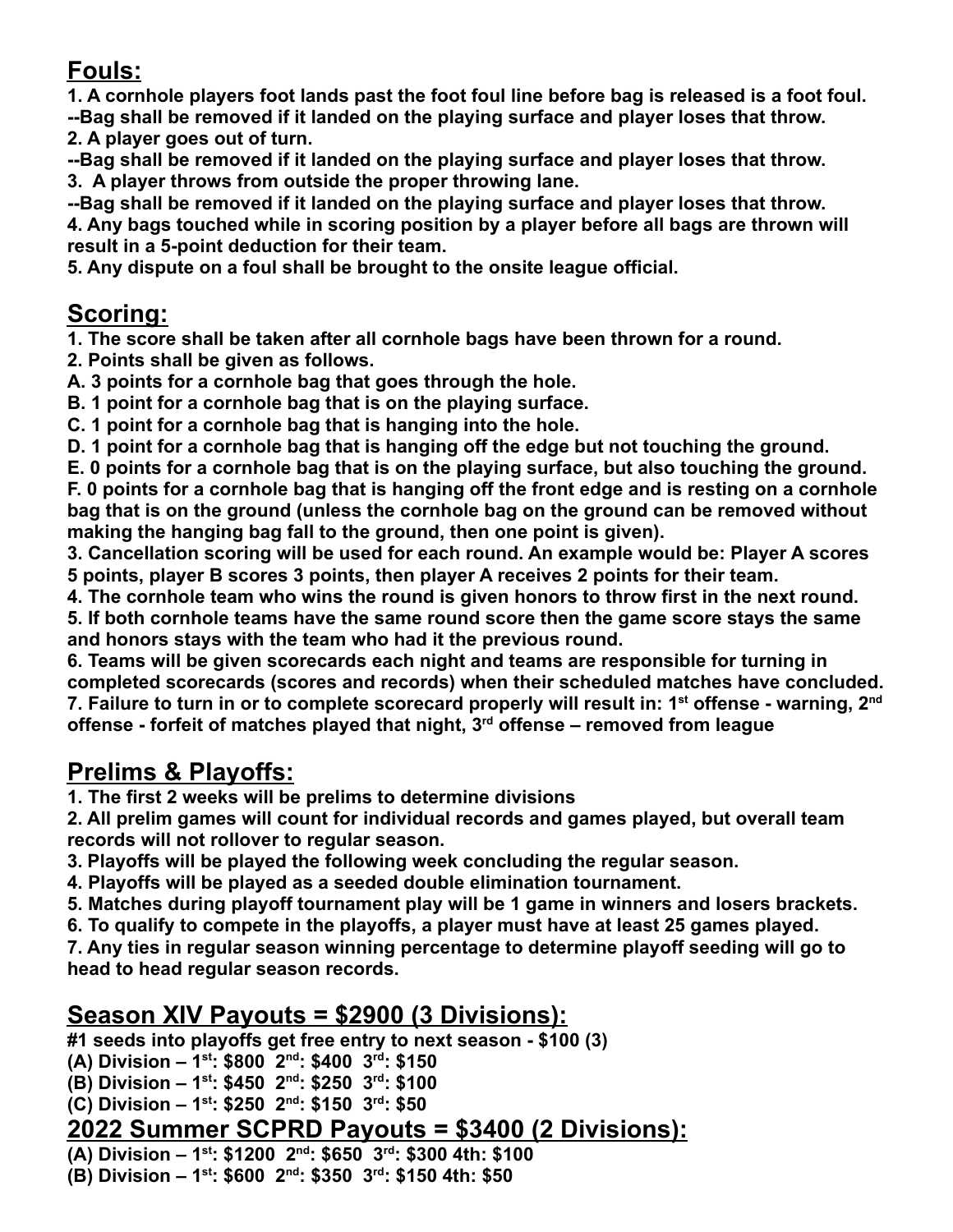## Fouls:

**1. A cornhole players foot lands past the foot foul line before bag is released is a foot foul.**
**--Bag shall be removed if it landed on the playing surface and player loses that throw.**
**2. A player goes out of turn.**
**--Bag shall be removed if it landed on the playing surface and player loses that throw.**
**3. A player throws from outside the proper throwing lane.**
**--Bag shall be removed if it landed on the playing surface and player loses that throw.**
**4. Any bags touched while in scoring position by a player before all bags are thrown will result in a 5-point deduction for their team.**
**5. Any dispute on a foul shall be brought to the onsite league official.**

## Scoring:

**1. The score shall be taken after all cornhole bags have been thrown for a round.**
**2. Points shall be given as follows.**
**A. 3 points for a cornhole bag that goes through the hole.**
**B. 1 point for a cornhole bag that is on the playing surface.**
**C. 1 point for a cornhole bag that is hanging into the hole.**
**D. 1 point for a cornhole bag that is hanging off the edge but not touching the ground.**
**E. 0 points for a cornhole bag that is on the playing surface, but also touching the ground.**
**F. 0 points for a cornhole bag that is hanging off the front edge and is resting on a cornhole bag that is on the ground (unless the cornhole bag on the ground can be removed without making the hanging bag fall to the ground, then one point is given).**
**3. Cancellation scoring will be used for each round. An example would be: Player A scores 5 points, player B scores 3 points, then player A receives 2 points for their team.**
**4. The cornhole team who wins the round is given honors to throw first in the next round.**
**5. If both cornhole teams have the same round score then the game score stays the same and honors stays with the team who had it the previous round.**
**6. Teams will be given scorecards each night and teams are responsible for turning in completed scorecards (scores and records) when their scheduled matches have concluded.**
**7. Failure to turn in or to complete scorecard properly will result in: 1st offense - warning, 2nd offense - forfeit of matches played that night, 3rd offense – removed from league**

## Prelims & Playoffs:

**1. The first 2 weeks will be prelims to determine divisions**
**2. All prelim games will count for individual records and games played, but overall team records will not rollover to regular season.**
**3. Playoffs will be played the following week concluding the regular season.**
**4. Playoffs will be played as a seeded double elimination tournament.**
**5. Matches during playoff tournament play will be 1 game in winners and losers brackets.**
**6. To qualify to compete in the playoffs, a player must have at least 25 games played.**
**7. Any ties in regular season winning percentage to determine playoff seeding will go to head to head regular season records.**

## Season XIV Payouts = $2900 (3 Divisions):

**#1 seeds into playoffs get free entry to next season - $100 (3)**
**(A) Division – 1st: $800 2nd: $400 3rd: $150**
**(B) Division – 1st: $450 2nd: $250 3rd: $100**
**(C) Division – 1st: $250 2nd: $150 3rd: $50**

## 2022 Summer SCPRD Payouts = $3400 (2 Divisions):

**(A) Division – 1st: $1200 2nd: $650 3rd: $300 4th: $100**
**(B) Division – 1st: $600 2nd: $350 3rd: $150 4th: $50**